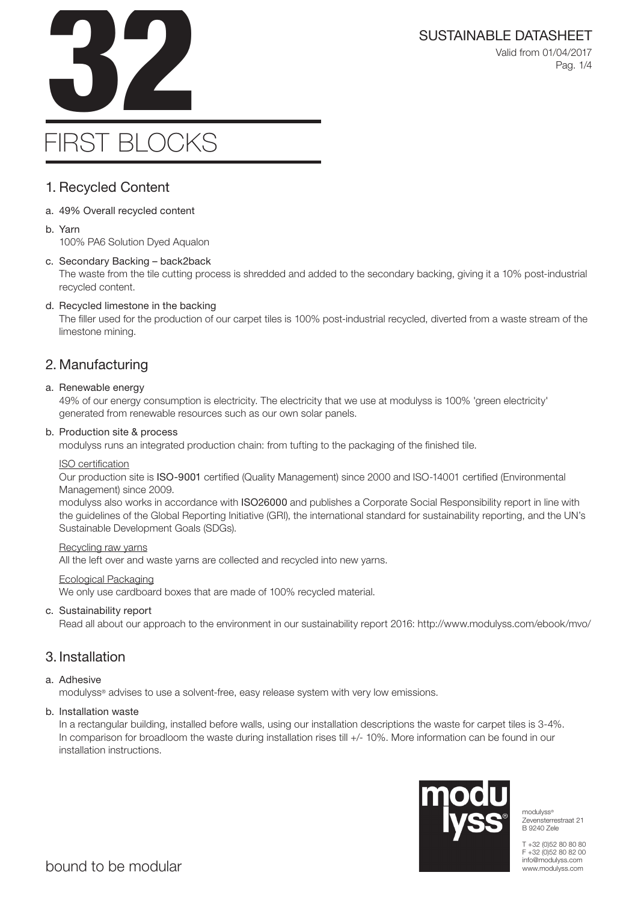# 32

# FIRST BLOCKS

SUSTAINABLE DATASHEET

Valid from 01/04/2017

## 1. Recycled Content

a. 49% Overall recycled content

b. Yarn
   100% PA6 Solution Dyed Aqualon

c. Secondary Backing – back2back
   The waste from the tile cutting process is shredded and added to the secondary backing, giving it a 10% post-industrial recycled content.

d. Recycled limestone in the backing
   The filler used for the production of our carpet tiles is 100% post-industrial recycled, diverted from a waste stream of the limestone mining.

## 2. Manufacturing

a. Renewable energy
   49% of our energy consumption is electricity. The electricity that we use at modulyss is 100% 'green electricity' generated from renewable resources such as our own solar panels.

b. Production site & process
   modulyss runs an integrated production chain: from tufting to the packaging of the finished tile.

   ISO certification
   Our production site is **ISO-9001** certified (Quality Management) since 2000 and ISO-14001 certified (Environmental Management) since 2009.
   modulyss also works in accordance with **ISO26000** and publishes a Corporate Social Responsibility report in line with the guidelines of the Global Reporting Initiative (GRI), the international standard for sustainability reporting, and the UN's Sustainable Development Goals (SDGs).

   Recycling raw yarns
   All the left over and waste yarns are collected and recycled into new yarns.

   Ecological Packaging
   We only use cardboard boxes that are made of 100% recycled material.

c. Sustainability report
   Read all about our approach to the environment in our sustainability report 2016: http://www.modulyss.com/ebook/mvo/

## 3. Installation

a. Adhesive
   modulyss® advises to use a solvent-free, easy release system with very low emissions.

b. Installation waste
   In a rectangular building, installed before walls, using our installation descriptions the waste for carpet tiles is 3-4%. In comparison for broadloom the waste during installation rises till +/- 10%. More information can be found in our installation instructions.

modulyss®
Zevensterrestraat 21
B 9240 Zele

T +32 (0)52 80 80 80
F +32 (0)52 80 82 00
info@modulyss.com
www.modulyss.com

bound to be modular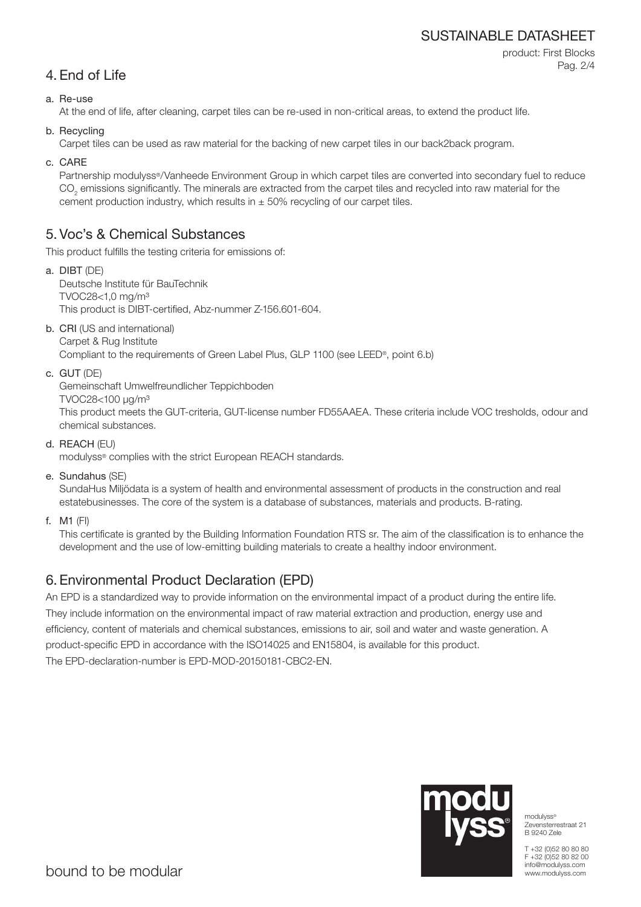## 4. End of Life

a. Re-use
   At the end of life, after cleaning, carpet tiles can be re-used in non-critical areas, to extend the product life.

b. Recycling
   Carpet tiles can be used as raw material for the backing of new carpet tiles in our back2back program.

c. CARE
   Partnership modulyss®/Vanheede Environment Group in which carpet tiles are converted into secondary fuel to reduce $CO_2$ emissions significantly. The minerals are extracted from the carpet tiles and recycled into raw material for the cement production industry, which results in ± 50% recycling of our carpet tiles.

## 5. Voc's & Chemical Substances

This product fulfills the testing criteria for emissions of:

a. **DIBT** (DE)
   Deutsche Institute für BauTechnik
   TVOC28<1,0 mg/m³
   This product is DIBT-certified, Abz-nummer Z-156.601-604.

b. **CRI** (US and international)
   Carpet & Rug Institute
   Compliant to the requirements of Green Label Plus, GLP 1100 (see LEED®, point 6.b)

c. **GUT** (DE)
   Gemeinschaft Umwelfreundlicher Teppichboden
   TVOC28<100 µg/m³
   This product meets the GUT-criteria, GUT-license number FD55AAEA. These criteria include VOC tresholds, odour and chemical substances.

d. **REACH** (EU)
   modulyss® complies with the strict European REACH standards.

e. **Sundahus** (SE)
   SundaHus Miljödata is a system of health and environmental assessment of products in the construction and real estatebusinesses. The core of the system is a database of substances, materials and products. B-rating.

f. **M1** (FI)
   This certificate is granted by the Building Information Foundation RTS sr. The aim of the classification is to enhance the development and the use of low-emitting building materials to create a healthy indoor environment.

## 6. Environmental Product Declaration (EPD)

An EPD is a standardized way to provide information on the environmental impact of a product during the entire life. They include information on the environmental impact of raw material extraction and production, energy use and efficiency, content of materials and chemical substances, emissions to air, soil and water and waste generation. A product-specific EPD in accordance with the ISO14025 and EN15804, is available for this product.
The EPD-declaration-number is EPD-MOD-20150181-CBC2-EN.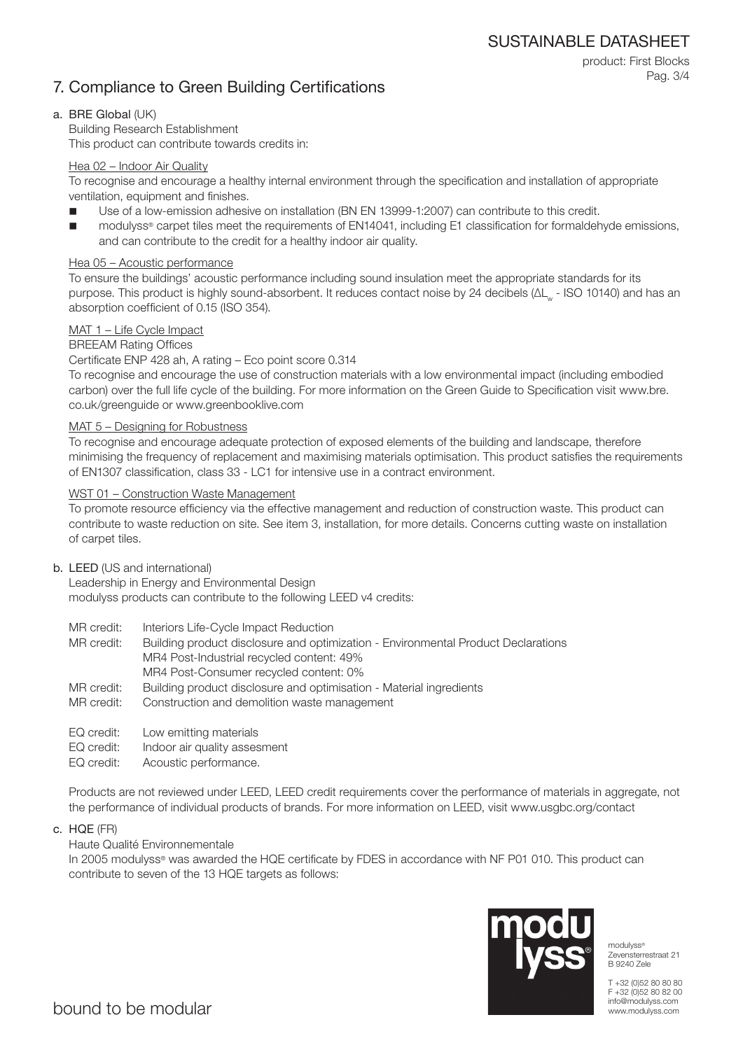# 7. Compliance to Green Building Certifications

## a. BRE Global (UK)

Building Research Establishment

This product can contribute towards credits in:

### Hea 02 – Indoor Air Quality

To recognise and encourage a healthy internal environment through the specification and installation of appropriate ventilation, equipment and finishes.

- Use of a low-emission adhesive on installation (BN EN 13999-1:2007) can contribute to this credit.
- modulyss® carpet tiles meet the requirements of EN14041, including E1 classification for formaldehyde emissions, and can contribute to the credit for a healthy indoor air quality.

### Hea 05 – Acoustic performance

To ensure the buildings' acoustic performance including sound insulation meet the appropriate standards for its purpose. This product is highly sound-absorbent. It reduces contact noise by 24 decibels ($\Delta L_w$ - ISO 10140) and has an absorption coefficient of 0.15 (ISO 354).

### MAT 1 – Life Cycle Impact

BREEAM Rating Offices

Certificate ENP 428 ah, A rating – Eco point score 0.314

To recognise and encourage the use of construction materials with a low environmental impact (including embodied carbon) over the full life cycle of the building. For more information on the Green Guide to Specification visit www.bre.co.uk/greenguide or www.greenbooklive.com

### MAT 5 – Designing for Robustness

To recognise and encourage adequate protection of exposed elements of the building and landscape, therefore minimising the frequency of replacement and maximising materials optimisation. This product satisfies the requirements of EN1307 classification, class 33 - LC1 for intensive use in a contract environment.

### WST 01 – Construction Waste Management

To promote resource efficiency via the effective management and reduction of construction waste. This product can contribute to waste reduction on site. See item 3, installation, for more details. Concerns cutting waste on installation of carpet tiles.

## b. LEED (US and international)

Leadership in Energy and Environmental Design

modulyss products can contribute to the following LEED v4 credits:

MR credit: Interiors Life-Cycle Impact Reduction
MR credit: Building product disclosure and optimization - Environmental Product Declarations
MR4 Post-Industrial recycled content: 49%
MR4 Post-Consumer recycled content: 0%
MR credit: Building product disclosure and optimisation - Material ingredients
MR credit: Construction and demolition waste management

EQ credit: Low emitting materials
EQ credit: Indoor air quality assesment
EQ credit: Acoustic performance.

Products are not reviewed under LEED, LEED credit requirements cover the performance of materials in aggregate, not the performance of individual products of brands. For more information on LEED, visit www.usgbc.org/contact

## c. HQE (FR)

Haute Qualité Environnementale

In 2005 modulyss® was awarded the HQE certificate by FDES in accordance with NF P01 010. This product can contribute to seven of the 13 HQE targets as follows:

modulyss®
Zevensterrestraat 21
B 9240 Zele

T +32 (0)52 80 80 80
F +32 (0)52 80 82 00
info@modulyss.com
www.modulyss.com

bound to be modular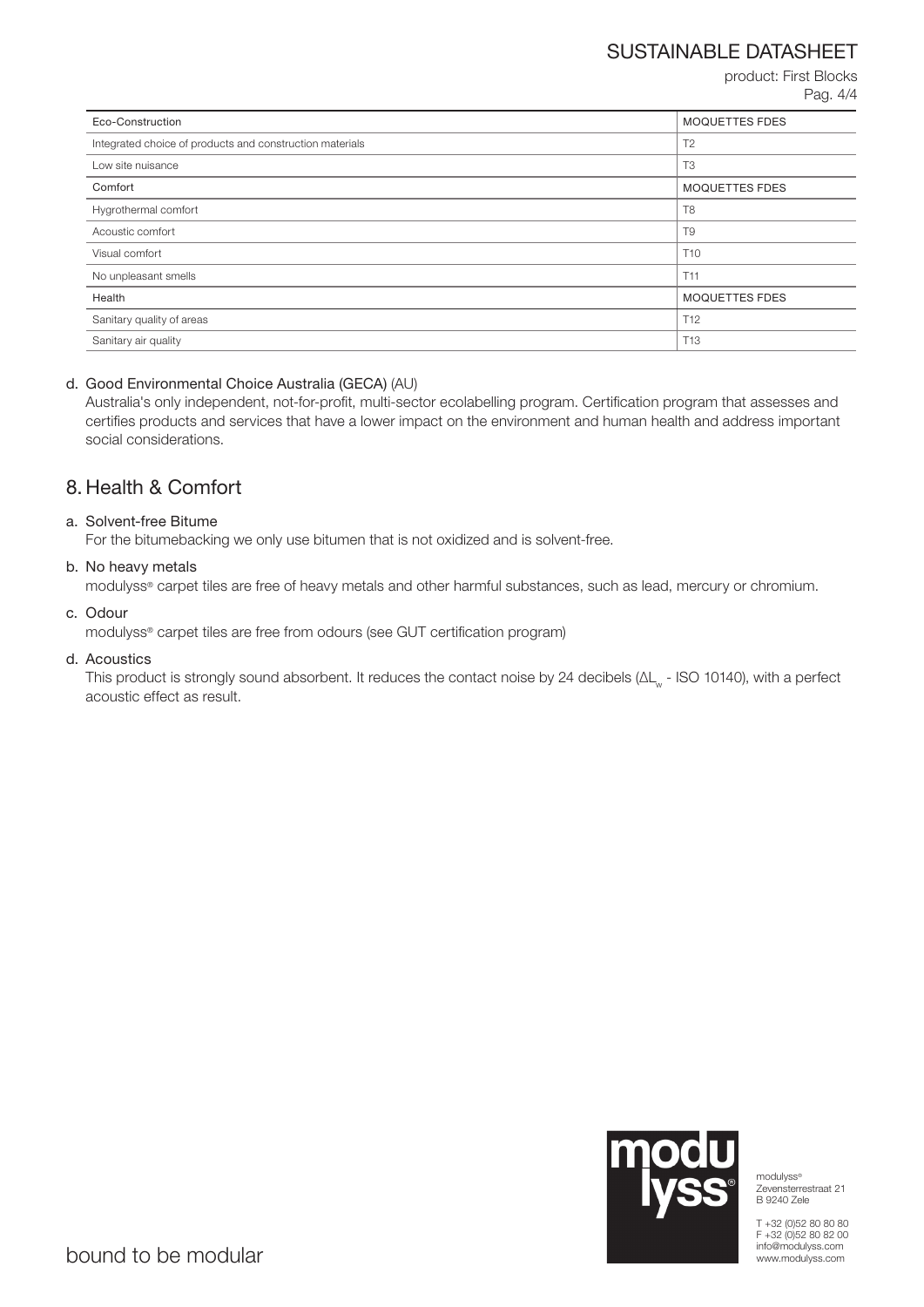| Eco-Construction | MOQUETTES FDES |
| --- | --- |
| Integrated choice of products and construction materials | T2 |
| Low site nuisance | T3 |
| Comfort | MOQUETTES FDES |
| Hygrothermal comfort | T8 |
| Acoustic comfort | T9 |
| Visual comfort | T10 |
| No unpleasant smells | T11 |
| Health | MOQUETTES FDES |
| Sanitary quality of areas | T12 |
| Sanitary air quality | T13 |

d. Good Environmental Choice Australia (GECA) (AU)
Australia's only independent, not-for-profit, multi-sector ecolabelling program. Certification program that assesses and certifies products and services that have a lower impact on the environment and human health and address important social considerations.

## 8. Health & Comfort

a. Solvent-free Bitume
For the bitumebacking we only use bitumen that is not oxidized and is solvent-free.

b. No heavy metals
modulyss® carpet tiles are free of heavy metals and other harmful substances, such as lead, mercury or chromium.

c. Odour
modulyss® carpet tiles are free from odours (see GUT certification program)

d. Acoustics
This product is strongly sound absorbent. It reduces the contact noise by 24 decibels ($\Delta L_w$ - ISO 10140), with a perfect acoustic effect as result.

modulyss®
Zevensterrestraat 21
B 9240 Zele

T +32 (0)52 80 80 80
F +32 (0)52 80 82 00
info@modulyss.com
www.modulyss.com

bound to be modular